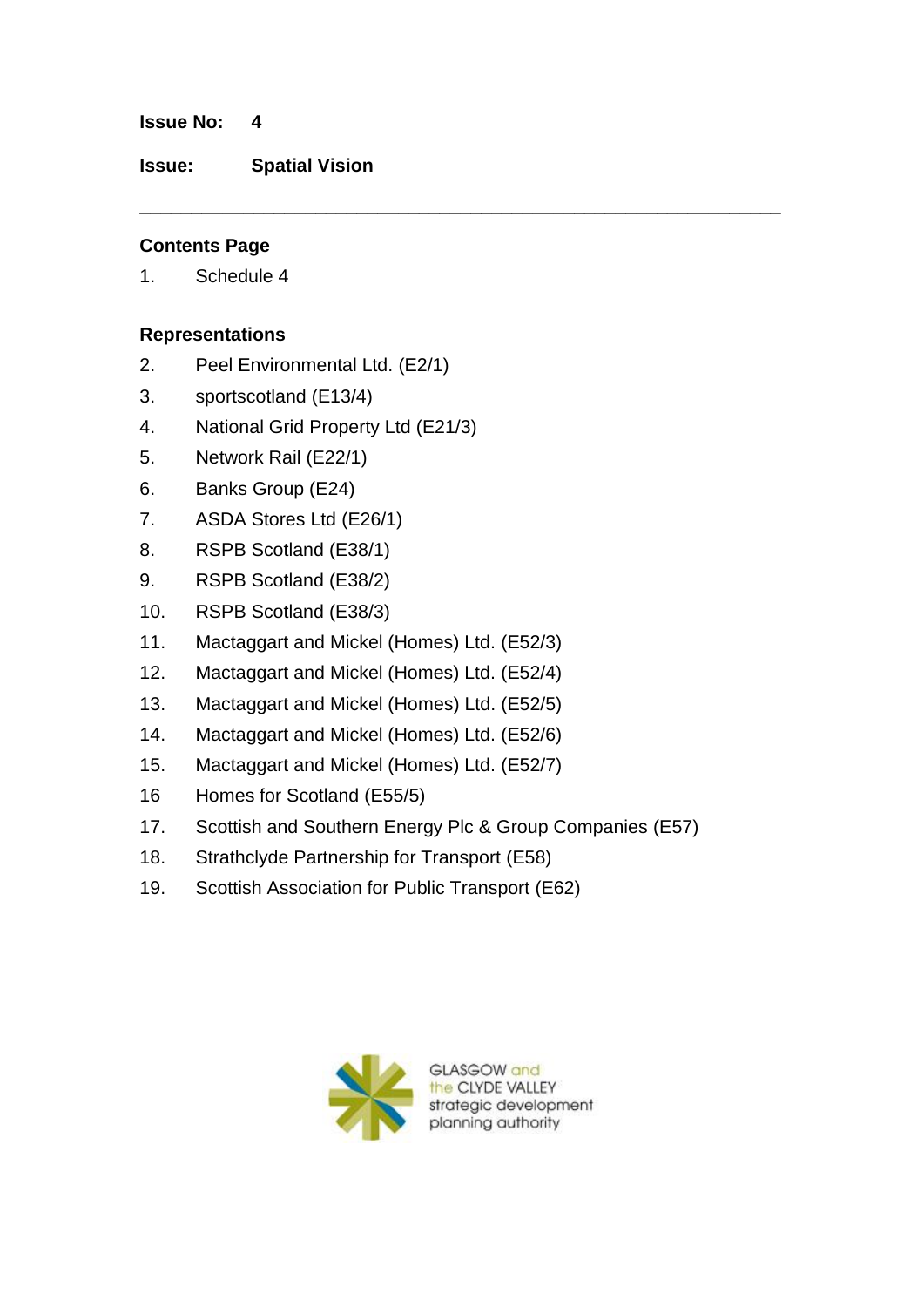**Issue No:** 4

**Issue:** **Spatial Vision**

---

## Contents Page

1. Schedule 4

## Representations

2. Peel Environmental Ltd. (E2/1)
3. sportscotland (E13/4)
4. National Grid Property Ltd (E21/3)
5. Network Rail (E22/1)
6. Banks Group (E24)
7. ASDA Stores Ltd (E26/1)
8. RSPB Scotland (E38/1)
9. RSPB Scotland (E38/2)
10. RSPB Scotland (E38/3)
11. Mactaggart and Mickel (Homes) Ltd. (E52/3)
12. Mactaggart and Mickel (Homes) Ltd. (E52/4)
13. Mactaggart and Mickel (Homes) Ltd. (E52/5)
14. Mactaggart and Mickel (Homes) Ltd. (E52/6)
15. Mactaggart and Mickel (Homes) Ltd. (E52/7)
16. Homes for Scotland (E55/5)
17. Scottish and Southern Energy Plc & Group Companies (E57)
18. Strathclyde Partnership for Transport (E58)
19. Scottish Association for Public Transport (E62)

GLASGOW and the CLYDE VALLEY strategic development planning authority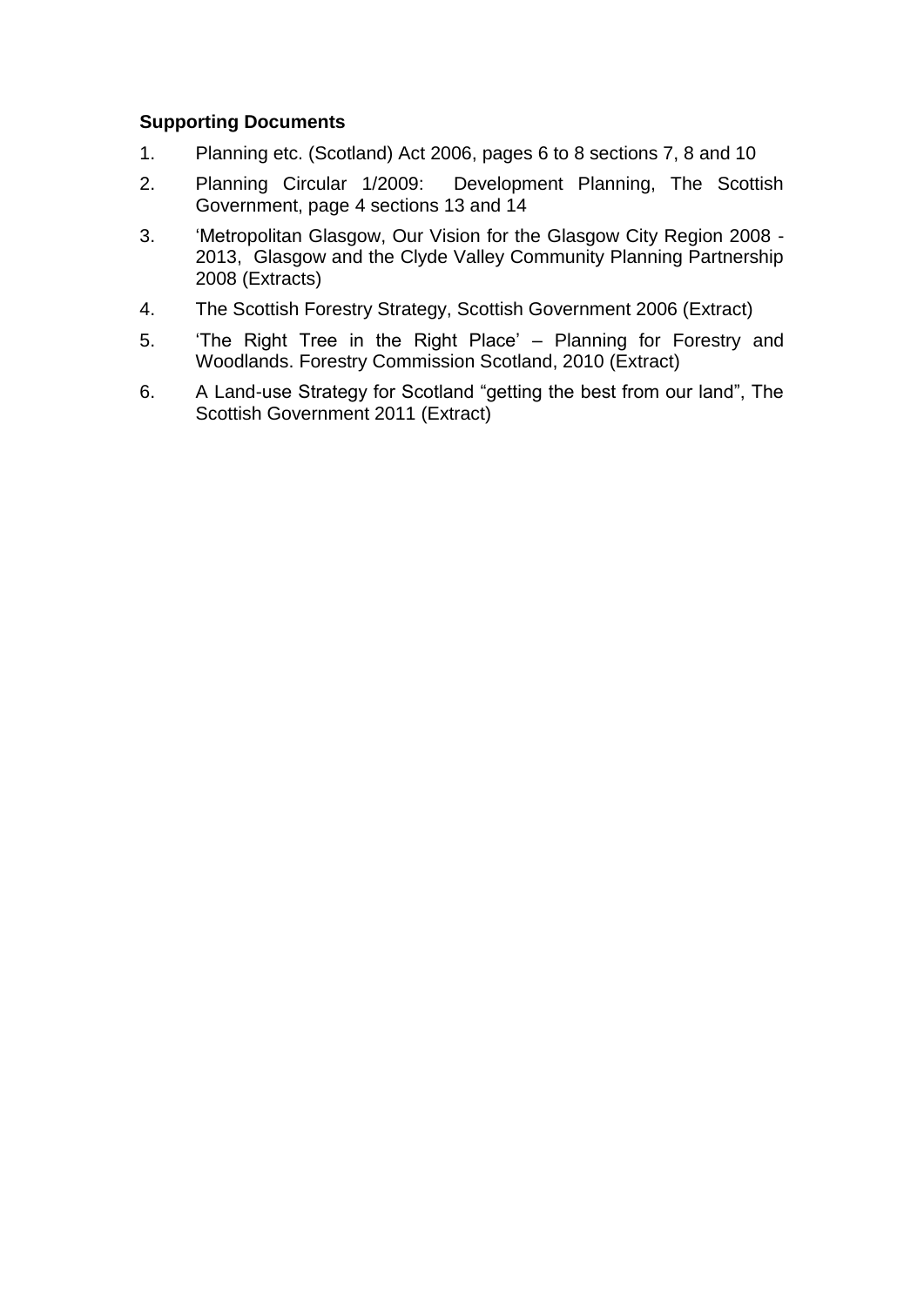**Supporting Documents**

1. Planning etc. (Scotland) Act 2006, pages 6 to 8 sections 7, 8 and 10
2. Planning Circular 1/2009: Development Planning, The Scottish Government, page 4 sections 13 and 14
3. 'Metropolitan Glasgow, Our Vision for the Glasgow City Region 2008 - 2013, Glasgow and the Clyde Valley Community Planning Partnership 2008 (Extracts)
4. The Scottish Forestry Strategy, Scottish Government 2006 (Extract)
5. 'The Right Tree in the Right Place' – Planning for Forestry and Woodlands. Forestry Commission Scotland, 2010 (Extract)
6. A Land-use Strategy for Scotland "getting the best from our land", The Scottish Government 2011 (Extract)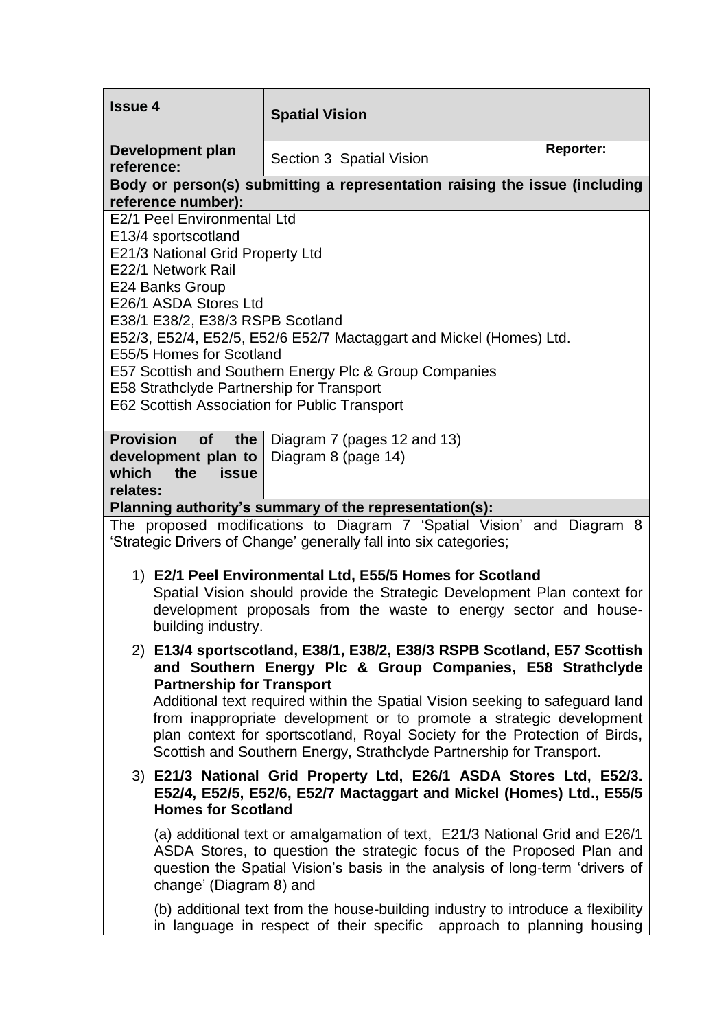| **Issue 4** | **Spatial Vision** | |
|---|---|---|
| **Development plan reference:** | Section 3 Spatial Vision | **Reporter:** |

**Body or person(s) submitting a representation raising the issue (including reference number):**

E2/1 Peel Environmental Ltd
E13/4 sportscotland
E21/3 National Grid Property Ltd
E22/1 Network Rail
E24 Banks Group
E26/1 ASDA Stores Ltd
E38/1 E38/2, E38/3 RSPB Scotland
E52/3, E52/4, E52/5, E52/6 E52/7 Mactaggart and Mickel (Homes) Ltd.
E55/5 Homes for Scotland
E57 Scottish and Southern Energy Plc & Group Companies
E58 Strathclyde Partnership for Transport
E62 Scottish Association for Public Transport

| **Provision of the development plan to which the issue relates:** | Diagram 7 (pages 12 and 13)<br>Diagram 8 (page 14) |
|---|---|

**Planning authority's summary of the representation(s):**

The proposed modifications to Diagram 7 'Spatial Vision' and Diagram 8 'Strategic Drivers of Change' generally fall into six categories;

1) **E2/1 Peel Environmental Ltd, E55/5 Homes for Scotland**
   Spatial Vision should provide the Strategic Development Plan context for development proposals from the waste to energy sector and house-building industry.

2) **E13/4 sportscotland, E38/1, E38/2, E38/3 RSPB Scotland, E57 Scottish and Southern Energy Plc & Group Companies, E58 Strathclyde Partnership for Transport**
   Additional text required within the Spatial Vision seeking to safeguard land from inappropriate development or to promote a strategic development plan context for sportscotland, Royal Society for the Protection of Birds, Scottish and Southern Energy, Strathclyde Partnership for Transport.

3) **E21/3 National Grid Property Ltd, E26/1 ASDA Stores Ltd, E52/3. E52/4, E52/5, E52/6, E52/7 Mactaggart and Mickel (Homes) Ltd., E55/5 Homes for Scotland**

   (a) additional text or amalgamation of text, E21/3 National Grid and E26/1 ASDA Stores, to question the strategic focus of the Proposed Plan and question the Spatial Vision's basis in the analysis of long-term 'drivers of change' (Diagram 8) and

   (b) additional text from the house-building industry to introduce a flexibility in language in respect of their specific approach to planning housing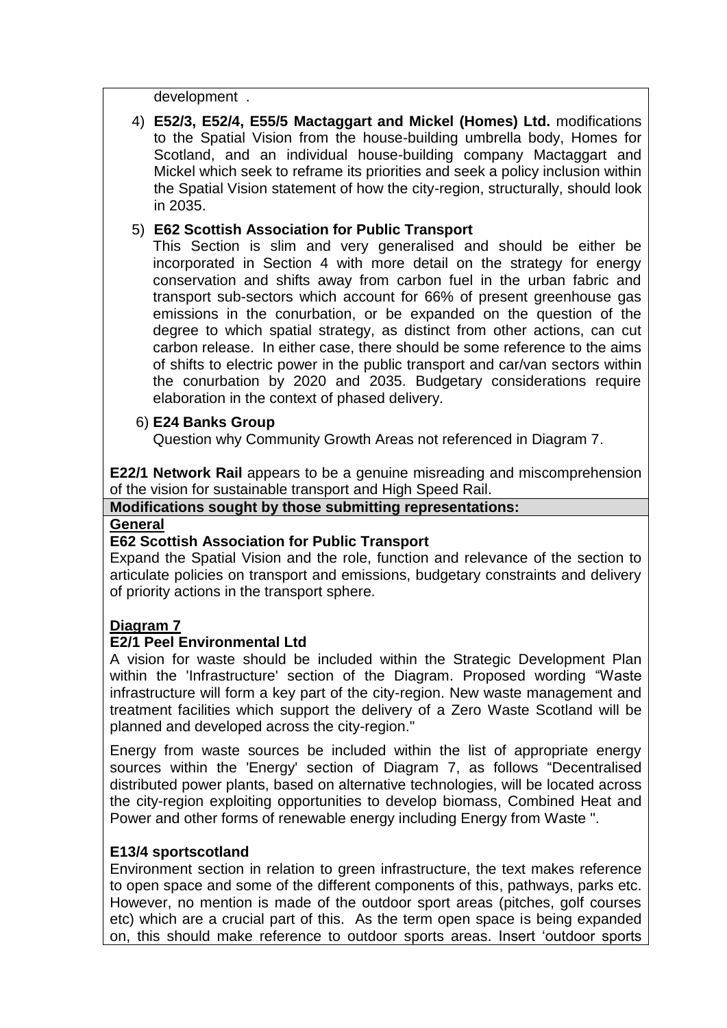development .

4) **E52/3, E52/4, E55/5 Mactaggart and Mickel (Homes) Ltd.** modifications to the Spatial Vision from the house-building umbrella body, Homes for Scotland, and an individual house-building company Mactaggart and Mickel which seek to reframe its priorities and seek a policy inclusion within the Spatial Vision statement of how the city-region, structurally, should look in 2035.

5) **E62 Scottish Association for Public Transport**
This Section is slim and very generalised and should be either be incorporated in Section 4 with more detail on the strategy for energy conservation and shifts away from carbon fuel in the urban fabric and transport sub-sectors which account for 66% of present greenhouse gas emissions in the conurbation, or be expanded on the question of the degree to which spatial strategy, as distinct from other actions, can cut carbon release. In either case, there should be some reference to the aims of shifts to electric power in the public transport and car/van sectors within the conurbation by 2020 and 2035. Budgetary considerations require elaboration in the context of phased delivery.

6) **E24 Banks Group**
Question why Community Growth Areas not referenced in Diagram 7.

**E22/1 Network Rail** appears to be a genuine misreading and miscomprehension of the vision for sustainable transport and High Speed Rail.

**Modifications sought by those submitting representations:**

**General**

**E62 Scottish Association for Public Transport**

Expand the Spatial Vision and the role, function and relevance of the section to articulate policies on transport and emissions, budgetary constraints and delivery of priority actions in the transport sphere.

**Diagram 7**

**E2/1 Peel Environmental Ltd**

A vision for waste should be included within the Strategic Development Plan within the 'Infrastructure' section of the Diagram. Proposed wording "Waste infrastructure will form a key part of the city-region. New waste management and treatment facilities which support the delivery of a Zero Waste Scotland will be planned and developed across the city-region."

Energy from waste sources be included within the list of appropriate energy sources within the 'Energy' section of Diagram 7, as follows "Decentralised distributed power plants, based on alternative technologies, will be located across the city-region exploiting opportunities to develop biomass, Combined Heat and Power and other forms of renewable energy including Energy from Waste ".

**E13/4 sportscotland**

Environment section in relation to green infrastructure, the text makes reference to open space and some of the different components of this, pathways, parks etc. However, no mention is made of the outdoor sport areas (pitches, golf courses etc) which are a crucial part of this. As the term open space is being expanded on, this should make reference to outdoor sports areas. Insert 'outdoor sports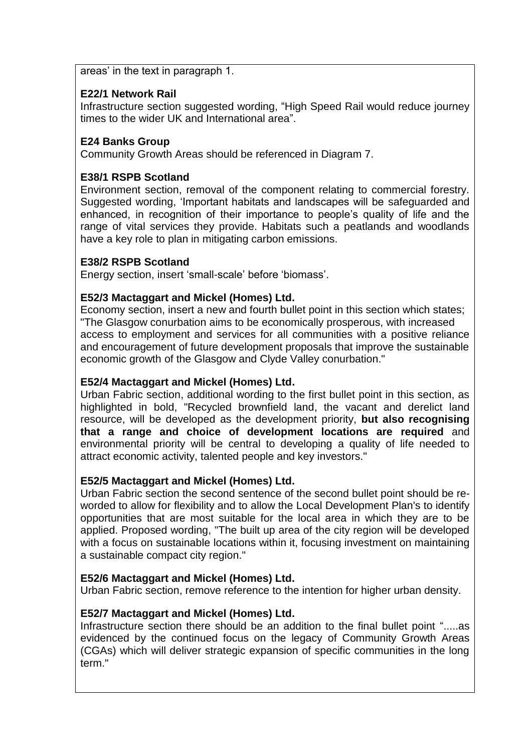areas' in the text in paragraph 1.

**E22/1 Network Rail**
Infrastructure section suggested wording, "High Speed Rail would reduce journey times to the wider UK and International area".

**E24 Banks Group**
Community Growth Areas should be referenced in Diagram 7.

**E38/1 RSPB Scotland**
Environment section, removal of the component relating to commercial forestry. Suggested wording, 'Important habitats and landscapes will be safeguarded and enhanced, in recognition of their importance to people's quality of life and the range of vital services they provide. Habitats such a peatlands and woodlands have a key role to plan in mitigating carbon emissions.

**E38/2 RSPB Scotland**
Energy section, insert 'small-scale' before 'biomass'.

**E52/3 Mactaggart and Mickel (Homes) Ltd.**
Economy section, insert a new and fourth bullet point in this section which states; "The Glasgow conurbation aims to be economically prosperous, with increased access to employment and services for all communities with a positive reliance and encouragement of future development proposals that improve the sustainable economic growth of the Glasgow and Clyde Valley conurbation."

**E52/4 Mactaggart and Mickel (Homes) Ltd.**
Urban Fabric section, additional wording to the first bullet point in this section, as highlighted in bold, "Recycled brownfield land, the vacant and derelict land resource, will be developed as the development priority, **but also recognising that a range and choice of development locations are required** and environmental priority will be central to developing a quality of life needed to attract economic activity, talented people and key investors."

**E52/5 Mactaggart and Mickel (Homes) Ltd.**
Urban Fabric section the second sentence of the second bullet point should be re-worded to allow for flexibility and to allow the Local Development Plan's to identify opportunities that are most suitable for the local area in which they are to be applied. Proposed wording, "The built up area of the city region will be developed with a focus on sustainable locations within it, focusing investment on maintaining a sustainable compact city region."

**E52/6 Mactaggart and Mickel (Homes) Ltd.**
Urban Fabric section, remove reference to the intention for higher urban density.

**E52/7 Mactaggart and Mickel (Homes) Ltd.**
Infrastructure section there should be an addition to the final bullet point ".....as evidenced by the continued focus on the legacy of Community Growth Areas (CGAs) which will deliver strategic expansion of specific communities in the long term."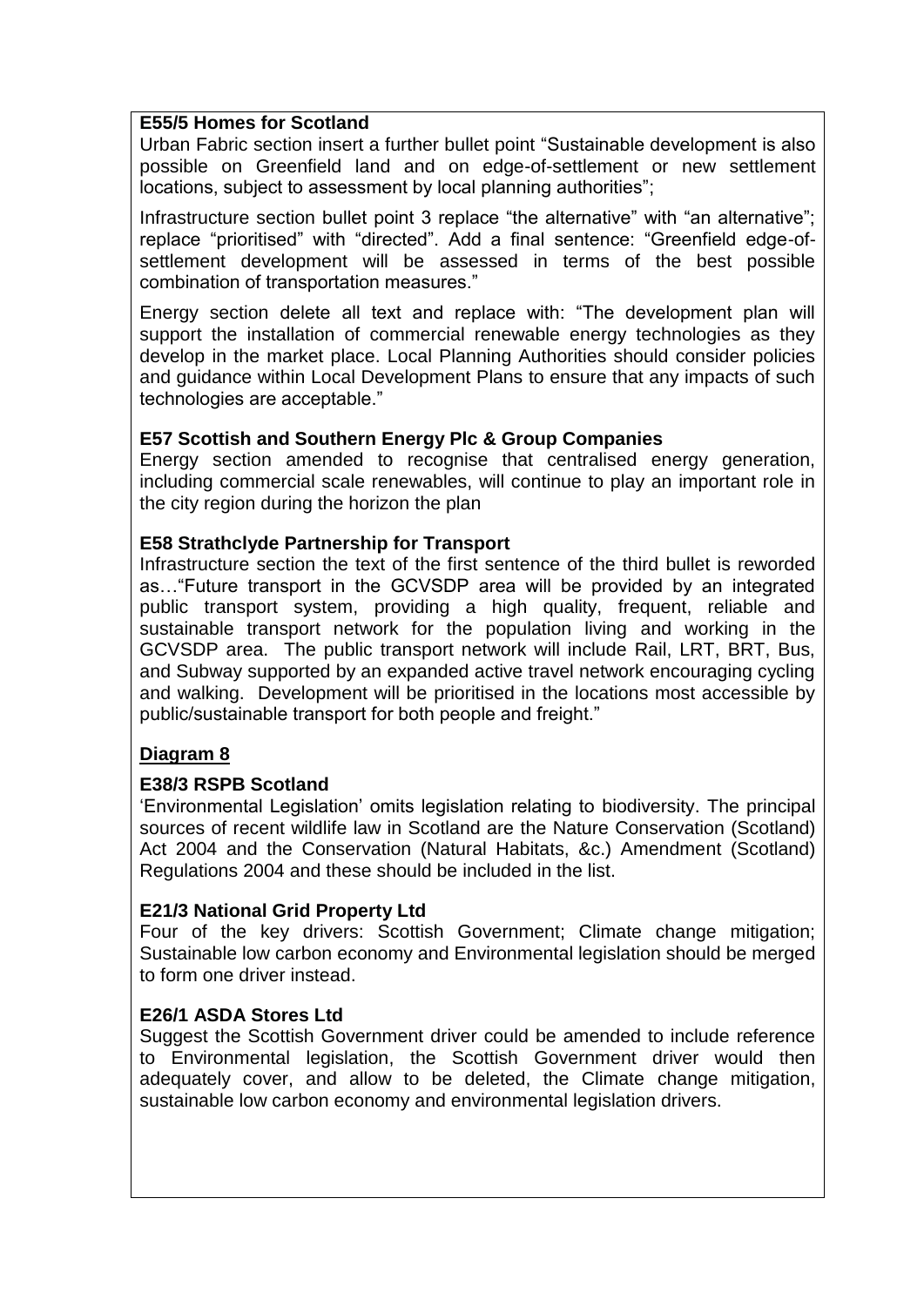**E55/5 Homes for Scotland**

Urban Fabric section insert a further bullet point “Sustainable development is also possible on Greenfield land and on edge-of-settlement or new settlement locations, subject to assessment by local planning authorities”;

Infrastructure section bullet point 3 replace “the alternative” with “an alternative”; replace “prioritised” with “directed”. Add a final sentence: “Greenfield edge-of-settlement development will be assessed in terms of the best possible combination of transportation measures.”

Energy section delete all text and replace with: “The development plan will support the installation of commercial renewable energy technologies as they develop in the market place. Local Planning Authorities should consider policies and guidance within Local Development Plans to ensure that any impacts of such technologies are acceptable.”

**E57 Scottish and Southern Energy Plc & Group Companies**

Energy section amended to recognise that centralised energy generation, including commercial scale renewables, will continue to play an important role in the city region during the horizon the plan

**E58 Strathclyde Partnership for Transport**

Infrastructure section the text of the first sentence of the third bullet is reworded as…“Future transport in the GCVSDP area will be provided by an integrated public transport system, providing a high quality, frequent, reliable and sustainable transport network for the population living and working in the GCVSDP area. The public transport network will include Rail, LRT, BRT, Bus, and Subway supported by an expanded active travel network encouraging cycling and walking. Development will be prioritised in the locations most accessible by public/sustainable transport for both people and freight.”

**Diagram 8**

**E38/3 RSPB Scotland**

‘Environmental Legislation’ omits legislation relating to biodiversity. The principal sources of recent wildlife law in Scotland are the Nature Conservation (Scotland) Act 2004 and the Conservation (Natural Habitats, &c.) Amendment (Scotland) Regulations 2004 and these should be included in the list.

**E21/3 National Grid Property Ltd**

Four of the key drivers: Scottish Government; Climate change mitigation; Sustainable low carbon economy and Environmental legislation should be merged to form one driver instead.

**E26/1 ASDA Stores Ltd**

Suggest the Scottish Government driver could be amended to include reference to Environmental legislation, the Scottish Government driver would then adequately cover, and allow to be deleted, the Climate change mitigation, sustainable low carbon economy and environmental legislation drivers.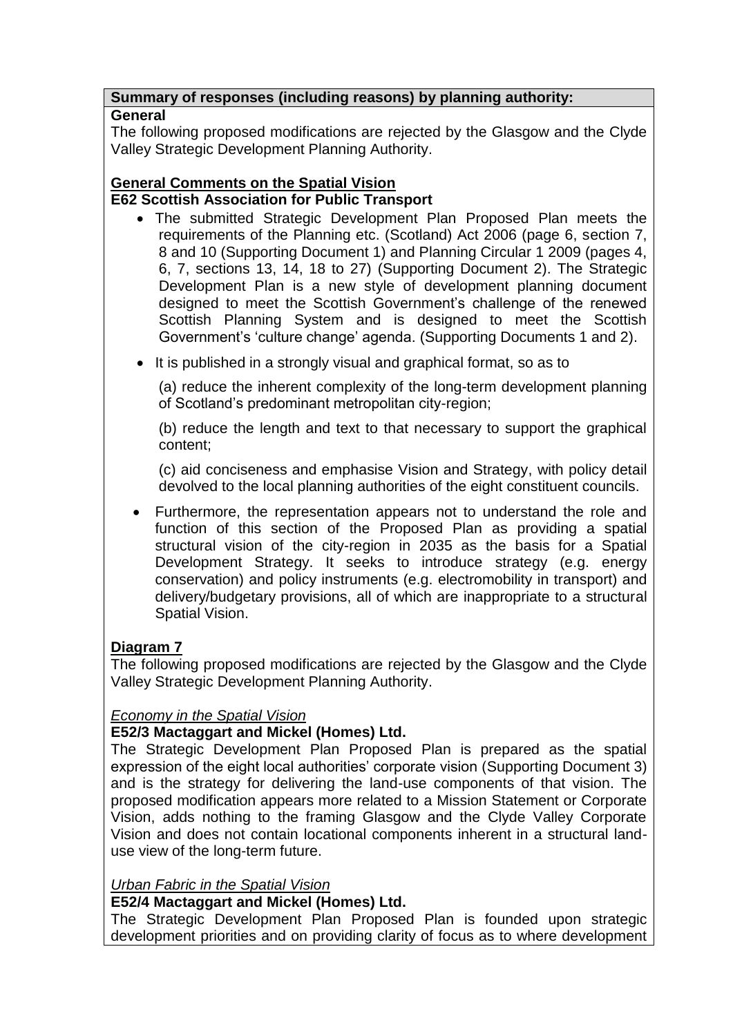**Summary of responses (including reasons) by planning authority:**

**General**

The following proposed modifications are rejected by the Glasgow and the Clyde Valley Strategic Development Planning Authority.

**General Comments on the Spatial Vision**

**E62 Scottish Association for Public Transport**

- The submitted Strategic Development Plan Proposed Plan meets the requirements of the Planning etc. (Scotland) Act 2006 (page 6, section 7, 8 and 10 (Supporting Document 1) and Planning Circular 1 2009 (pages 4, 6, 7, sections 13, 14, 18 to 27) (Supporting Document 2). The Strategic Development Plan is a new style of development planning document designed to meet the Scottish Government's challenge of the renewed Scottish Planning System and is designed to meet the Scottish Government's 'culture change' agenda. (Supporting Documents 1 and 2).
- It is published in a strongly visual and graphical format, so as to

  (a) reduce the inherent complexity of the long-term development planning of Scotland's predominant metropolitan city-region;

  (b) reduce the length and text to that necessary to support the graphical content;

  (c) aid conciseness and emphasise Vision and Strategy, with policy detail devolved to the local planning authorities of the eight constituent councils.
- Furthermore, the representation appears not to understand the role and function of this section of the Proposed Plan as providing a spatial structural vision of the city-region in 2035 as the basis for a Spatial Development Strategy. It seeks to introduce strategy (e.g. energy conservation) and policy instruments (e.g. electromobility in transport) and delivery/budgetary provisions, all of which are inappropriate to a structural Spatial Vision.

**Diagram 7**

The following proposed modifications are rejected by the Glasgow and the Clyde Valley Strategic Development Planning Authority.

*Economy in the Spatial Vision*

**E52/3 Mactaggart and Mickel (Homes) Ltd.**

The Strategic Development Plan Proposed Plan is prepared as the spatial expression of the eight local authorities' corporate vision (Supporting Document 3) and is the strategy for delivering the land-use components of that vision. The proposed modification appears more related to a Mission Statement or Corporate Vision, adds nothing to the framing Glasgow and the Clyde Valley Corporate Vision and does not contain locational components inherent in a structural land-use view of the long-term future.

*Urban Fabric in the Spatial Vision*

**E52/4 Mactaggart and Mickel (Homes) Ltd.**

The Strategic Development Plan Proposed Plan is founded upon strategic development priorities and on providing clarity of focus as to where development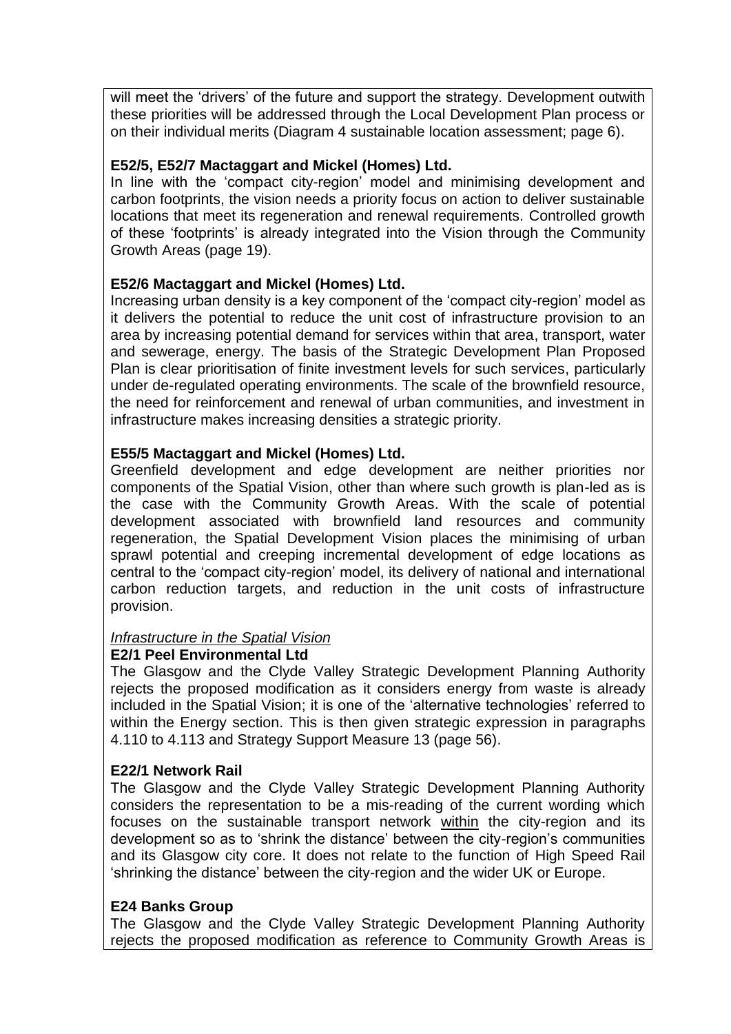will meet the 'drivers' of the future and support the strategy. Development outwith these priorities will be addressed through the Local Development Plan process or on their individual merits (Diagram 4 sustainable location assessment; page 6).

**E52/5, E52/7 Mactaggart and Mickel (Homes) Ltd.**

In line with the 'compact city-region' model and minimising development and carbon footprints, the vision needs a priority focus on action to deliver sustainable locations that meet its regeneration and renewal requirements. Controlled growth of these 'footprints' is already integrated into the Vision through the Community Growth Areas (page 19).

**E52/6 Mactaggart and Mickel (Homes) Ltd.**

Increasing urban density is a key component of the 'compact city-region' model as it delivers the potential to reduce the unit cost of infrastructure provision to an area by increasing potential demand for services within that area, transport, water and sewerage, energy. The basis of the Strategic Development Plan Proposed Plan is clear prioritisation of finite investment levels for such services, particularly under de-regulated operating environments. The scale of the brownfield resource, the need for reinforcement and renewal of urban communities, and investment in infrastructure makes increasing densities a strategic priority.

**E55/5 Mactaggart and Mickel (Homes) Ltd.**

Greenfield development and edge development are neither priorities nor components of the Spatial Vision, other than where such growth is plan-led as is the case with the Community Growth Areas. With the scale of potential development associated with brownfield land resources and community regeneration, the Spatial Development Vision places the minimising of urban sprawl potential and creeping incremental development of edge locations as central to the 'compact city-region' model, its delivery of national and international carbon reduction targets, and reduction in the unit costs of infrastructure provision.

*Infrastructure in the Spatial Vision*

**E2/1 Peel Environmental Ltd**

The Glasgow and the Clyde Valley Strategic Development Planning Authority rejects the proposed modification as it considers energy from waste is already included in the Spatial Vision; it is one of the 'alternative technologies' referred to within the Energy section. This is then given strategic expression in paragraphs 4.110 to 4.113 and Strategy Support Measure 13 (page 56).

**E22/1 Network Rail**

The Glasgow and the Clyde Valley Strategic Development Planning Authority considers the representation to be a mis-reading of the current wording which focuses on the sustainable transport network within the city-region and its development so as to 'shrink the distance' between the city-region's communities and its Glasgow city core. It does not relate to the function of High Speed Rail 'shrinking the distance' between the city-region and the wider UK or Europe.

**E24 Banks Group**

The Glasgow and the Clyde Valley Strategic Development Planning Authority rejects the proposed modification as reference to Community Growth Areas is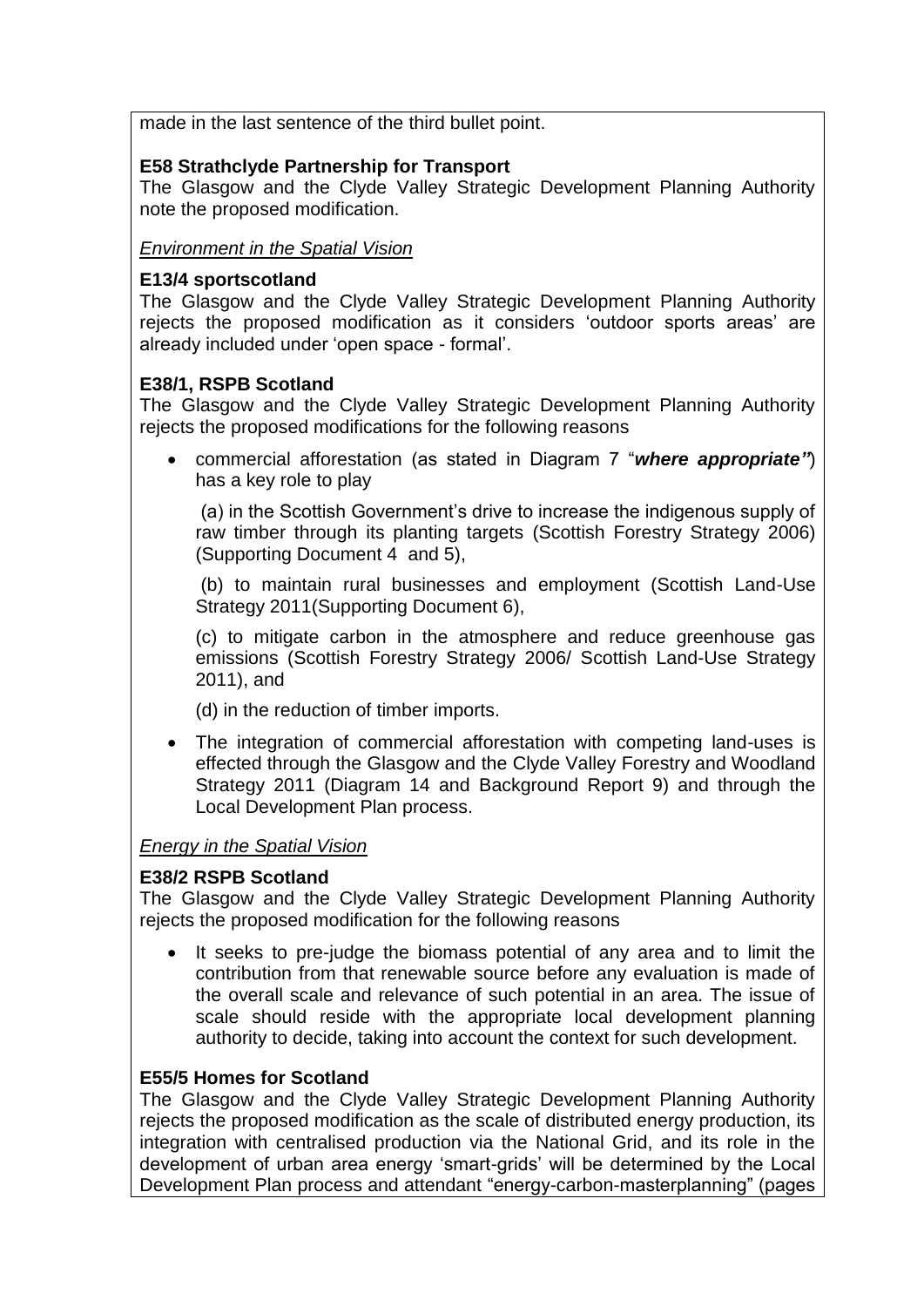made in the last sentence of the third bullet point.

**E58 Strathclyde Partnership for Transport**

The Glasgow and the Clyde Valley Strategic Development Planning Authority note the proposed modification.

*Environment in the Spatial Vision*

**E13/4 sportscotland**

The Glasgow and the Clyde Valley Strategic Development Planning Authority rejects the proposed modification as it considers 'outdoor sports areas' are already included under 'open space - formal'.

**E38/1, RSPB Scotland**

The Glasgow and the Clyde Valley Strategic Development Planning Authority rejects the proposed modifications for the following reasons

- commercial afforestation (as stated in Diagram 7 "***where appropriate"***) has a key role to play

  (a) in the Scottish Government's drive to increase the indigenous supply of raw timber through its planting targets (Scottish Forestry Strategy 2006) (Supporting Document 4 and 5),

  (b) to maintain rural businesses and employment (Scottish Land-Use Strategy 2011(Supporting Document 6),

  (c) to mitigate carbon in the atmosphere and reduce greenhouse gas emissions (Scottish Forestry Strategy 2006/ Scottish Land-Use Strategy 2011), and

  (d) in the reduction of timber imports.

- The integration of commercial afforestation with competing land-uses is effected through the Glasgow and the Clyde Valley Forestry and Woodland Strategy 2011 (Diagram 14 and Background Report 9) and through the Local Development Plan process.

*Energy in the Spatial Vision*

**E38/2 RSPB Scotland**

The Glasgow and the Clyde Valley Strategic Development Planning Authority rejects the proposed modification for the following reasons

- It seeks to pre-judge the biomass potential of any area and to limit the contribution from that renewable source before any evaluation is made of the overall scale and relevance of such potential in an area. The issue of scale should reside with the appropriate local development planning authority to decide, taking into account the context for such development.

**E55/5 Homes for Scotland**

The Glasgow and the Clyde Valley Strategic Development Planning Authority rejects the proposed modification as the scale of distributed energy production, its integration with centralised production via the National Grid, and its role in the development of urban area energy 'smart-grids' will be determined by the Local Development Plan process and attendant "energy-carbon-masterplanning" (pages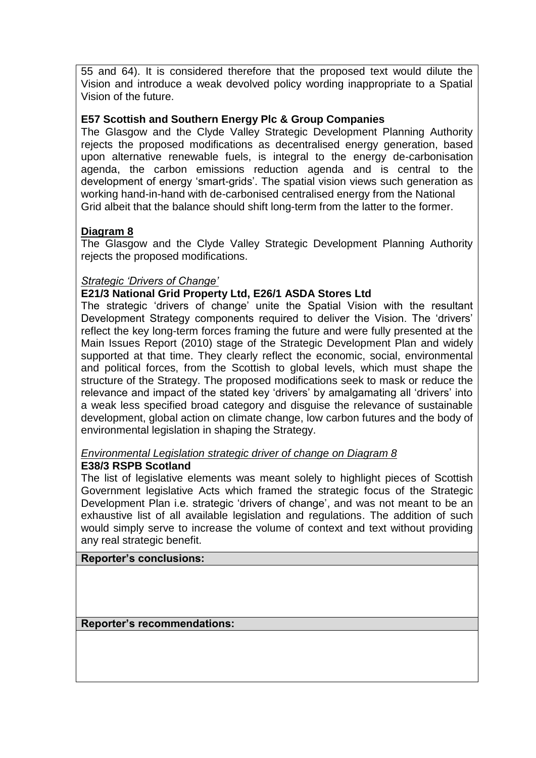55 and 64). It is considered therefore that the proposed text would dilute the Vision and introduce a weak devolved policy wording inappropriate to a Spatial Vision of the future.

**E57 Scottish and Southern Energy Plc & Group Companies**
The Glasgow and the Clyde Valley Strategic Development Planning Authority rejects the proposed modifications as decentralised energy generation, based upon alternative renewable fuels, is integral to the energy de-carbonisation agenda, the carbon emissions reduction agenda and is central to the development of energy 'smart-grids'. The spatial vision views such generation as working hand-in-hand with de-carbonised centralised energy from the National Grid albeit that the balance should shift long-term from the latter to the former.

**Diagram 8**
The Glasgow and the Clyde Valley Strategic Development Planning Authority rejects the proposed modifications.

*Strategic 'Drivers of Change'*
**E21/3 National Grid Property Ltd, E26/1 ASDA Stores Ltd**
The strategic 'drivers of change' unite the Spatial Vision with the resultant Development Strategy components required to deliver the Vision. The 'drivers' reflect the key long-term forces framing the future and were fully presented at the Main Issues Report (2010) stage of the Strategic Development Plan and widely supported at that time. They clearly reflect the economic, social, environmental and political forces, from the Scottish to global levels, which must shape the structure of the Strategy. The proposed modifications seek to mask or reduce the relevance and impact of the stated key 'drivers' by amalgamating all 'drivers' into a weak less specified broad category and disguise the relevance of sustainable development, global action on climate change, low carbon futures and the body of environmental legislation in shaping the Strategy.

*Environmental Legislation strategic driver of change on Diagram 8*
**E38/3 RSPB Scotland**
The list of legislative elements was meant solely to highlight pieces of Scottish Government legislative Acts which framed the strategic focus of the Strategic Development Plan i.e. strategic 'drivers of change', and was not meant to be an exhaustive list of all available legislation and regulations. The addition of such would simply serve to increase the volume of context and text without providing any real strategic benefit.

**Reporter's conclusions:**

**Reporter's recommendations:**